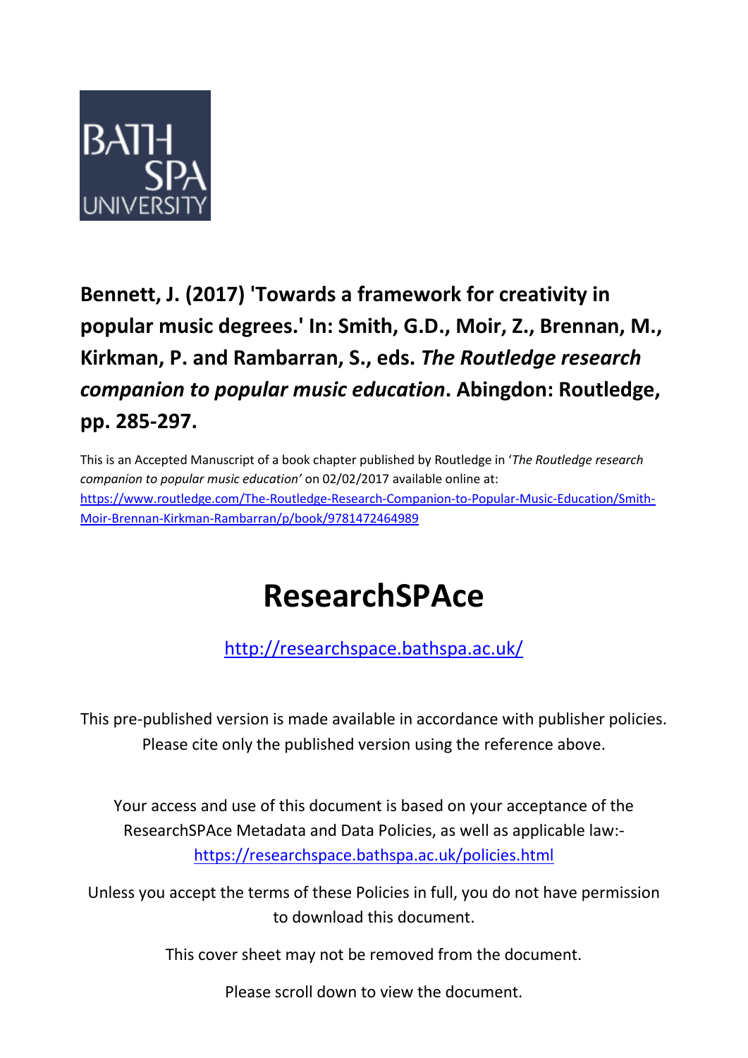BATH SPA UNIVERSITY

**Bennett, J. (2017) 'Towards a framework for creativity in popular music degrees.' In: Smith, G.D., Moir, Z., Brennan, M., Kirkman, P. and Rambarran, S., eds. *The Routledge research companion to popular music education*. Abingdon: Routledge, pp. 285-297.**

This is an Accepted Manuscript of a book chapter published by Routledge in '*The Routledge research companion to popular music education*' on 02/02/2017 available online at: https://www.routledge.com/The-Routledge-Research-Companion-to-Popular-Music-Education/Smith-Moir-Brennan-Kirkman-Rambarran/p/book/9781472464989

# ResearchSPAce

http://researchspace.bathspa.ac.uk/

This pre-published version is made available in accordance with publisher policies. Please cite only the published version using the reference above.

Your access and use of this document is based on your acceptance of the ResearchSPAce Metadata and Data Policies, as well as applicable law:- https://researchspace.bathspa.ac.uk/policies.html

Unless you accept the terms of these Policies in full, you do not have permission to download this document.

This cover sheet may not be removed from the document.

Please scroll down to view the document.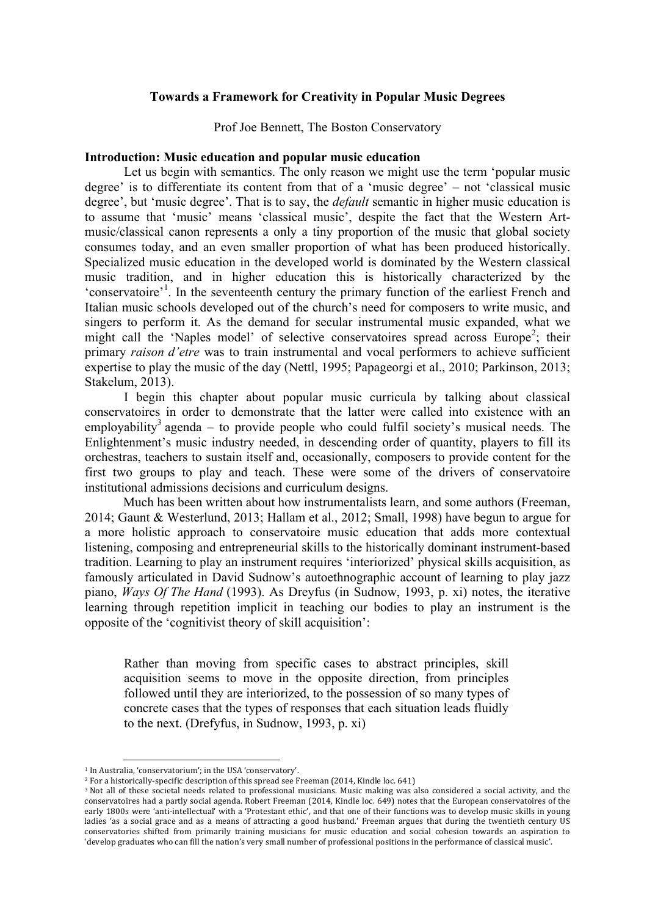**Towards a Framework for Creativity in Popular Music Degrees**

Prof Joe Bennett, The Boston Conservatory

## Introduction: Music education and popular music education

Let us begin with semantics. The only reason we might use the term 'popular music degree' is to differentiate its content from that of a 'music degree' – not 'classical music degree', but 'music degree'. That is to say, the *default* semantic in higher music education is to assume that 'music' means 'classical music', despite the fact that the Western Art-music/classical canon represents a only a tiny proportion of the music that global society consumes today, and an even smaller proportion of what has been produced historically. Specialized music education in the developed world is dominated by the Western classical music tradition, and in higher education this is historically characterized by the 'conservatoire'[1]. In the seventeenth century the primary function of the earliest French and Italian music schools developed out of the church's need for composers to write music, and singers to perform it. As the demand for secular instrumental music expanded, what we might call the 'Naples model' of selective conservatoires spread across Europe[2]; their primary *raison d'etre* was to train instrumental and vocal performers to achieve sufficient expertise to play the music of the day (Nettl, 1995; Papageorgi et al., 2010; Parkinson, 2013; Stakelum, 2013).

I begin this chapter about popular music curricula by talking about classical conservatoires in order to demonstrate that the latter were called into existence with an employability[3] agenda – to provide people who could fulfil society's musical needs. The Enlightenment's music industry needed, in descending order of quantity, players to fill its orchestras, teachers to sustain itself and, occasionally, composers to provide content for the first two groups to play and teach. These were some of the drivers of conservatoire institutional admissions decisions and curriculum designs.

Much has been written about how instrumentalists learn, and some authors (Freeman, 2014; Gaunt & Westerlund, 2013; Hallam et al., 2012; Small, 1998) have begun to argue for a more holistic approach to conservatoire music education that adds more contextual listening, composing and entrepreneurial skills to the historically dominant instrument-based tradition. Learning to play an instrument requires 'interiorized' physical skills acquisition, as famously articulated in David Sudnow's autoethnographic account of learning to play jazz piano, *Ways Of The Hand* (1993). As Dreyfus (in Sudnow, 1993, p. xi) notes, the iterative learning through repetition implicit in teaching our bodies to play an instrument is the opposite of the 'cognitivist theory of skill acquisition':

> Rather than moving from specific cases to abstract principles, skill acquisition seems to move in the opposite direction, from principles followed until they are interiorized, to the possession of so many types of concrete cases that the types of responses that each situation leads fluidly to the next. (Drefyfus, in Sudnow, 1993, p. xi)

---

[1] In Australia, 'conservatorium'; in the USA 'conservatory'.

[2] For a historically-specific description of this spread see Freeman (2014, Kindle loc. 641)

[3] Not all of these societal needs related to professional musicians. Music making was also considered a social activity, and the conservatoires had a partly social agenda. Robert Freeman (2014, Kindle loc. 649) notes that the European conservatoires of the early 1800s were 'anti-intellectual' with a 'Protestant ethic', and that one of their functions was to develop music skills in young ladies 'as a social grace and as a means of attracting a good husband.' Freeman argues that during the twentieth century US conservatories shifted from primarily training musicians for music education and social cohesion towards an aspiration to 'develop graduates who can fill the nation's very small number of professional positions in the performance of classical music'.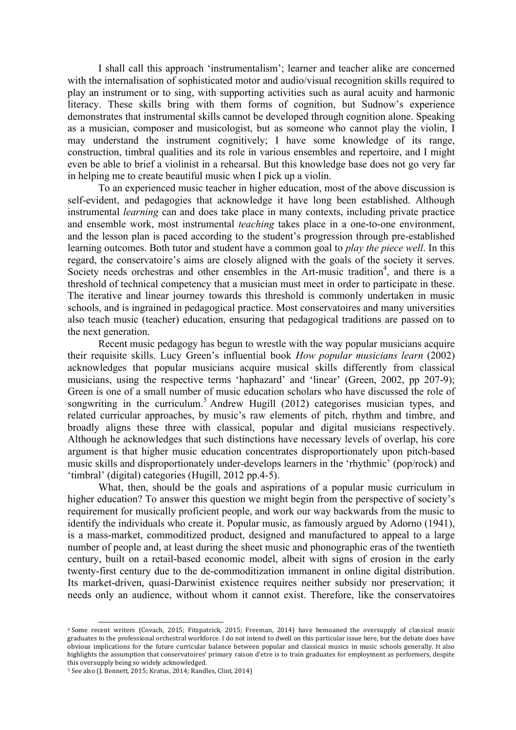I shall call this approach 'instrumentalism'; learner and teacher alike are concerned with the internalisation of sophisticated motor and audio/visual recognition skills required to play an instrument or to sing, with supporting activities such as aural acuity and harmonic literacy. These skills bring with them forms of cognition, but Sudnow's experience demonstrates that instrumental skills cannot be developed through cognition alone. Speaking as a musician, composer and musicologist, but as someone who cannot play the violin, I may understand the instrument cognitively; I have some knowledge of its range, construction, timbral qualities and its role in various ensembles and repertoire, and I might even be able to brief a violinist in a rehearsal. But this knowledge base does not go very far in helping me to create beautiful music when I pick up a violin.

To an experienced music teacher in higher education, most of the above discussion is self-evident, and pedagogies that acknowledge it have long been established. Although instrumental *learning* can and does take place in many contexts, including private practice and ensemble work, most instrumental *teaching* takes place in a one-to-one environment, and the lesson plan is paced according to the student's progression through pre-established learning outcomes. Both tutor and student have a common goal to *play the piece well*. In this regard, the conservatoire's aims are closely aligned with the goals of the society it serves. Society needs orchestras and other ensembles in the Art-music tradition[4], and there is a threshold of technical competency that a musician must meet in order to participate in these. The iterative and linear journey towards this threshold is commonly undertaken in music schools, and is ingrained in pedagogical practice. Most conservatoires and many universities also teach music (teacher) education, ensuring that pedagogical traditions are passed on to the next generation.

Recent music pedagogy has begun to wrestle with the way popular musicians acquire their requisite skills. Lucy Green's influential book *How popular musicians learn* (2002) acknowledges that popular musicians acquire musical skills differently from classical musicians, using the respective terms 'haphazard' and 'linear' (Green, 2002, pp 207-9); Green is one of a small number of music education scholars who have discussed the role of songwriting in the curriculum.[5] Andrew Hugill (2012) categorises musician types, and related curricular approaches, by music's raw elements of pitch, rhythm and timbre, and broadly aligns these three with classical, popular and digital musicians respectively. Although he acknowledges that such distinctions have necessary levels of overlap, his core argument is that higher music education concentrates disproportionately upon pitch-based music skills and disproportionately under-develops learners in the 'rhythmic' (pop/rock) and 'timbral' (digital) categories (Hugill, 2012 pp.4-5).

What, then, should be the goals and aspirations of a popular music curriculum in higher education? To answer this question we might begin from the perspective of society's requirement for musically proficient people, and work our way backwards from the music to identify the individuals who create it. Popular music, as famously argued by Adorno (1941), is a mass-market, commoditized product, designed and manufactured to appeal to a large number of people and, at least during the sheet music and phonographic eras of the twentieth century, built on a retail-based economic model, albeit with signs of erosion in the early twenty-first century due to the de-commoditization immanent in online digital distribution. Its market-driven, quasi-Darwinist existence requires neither subsidy nor preservation; it needs only an audience, without whom it cannot exist. Therefore, like the conservatoires

---

[4] Some recent writers (Covach, 2015; Fitzpatrick, 2015; Freeman, 2014) have bemoaned the oversupply of classical music graduates to the professional orchestral workforce. I do not intend to dwell on this particular issue here, but the debate does have obvious implications for the future curricular balance between popular and classical musics in music schools generally. It also highlights the assumption that conservatoires' primary raison d'etre is to train graduates for employment as performers, despite this oversupply being so widely acknowledged.

[5] See also (J. Bennett, 2015; Kratus, 2014; Randles, Clint, 2014)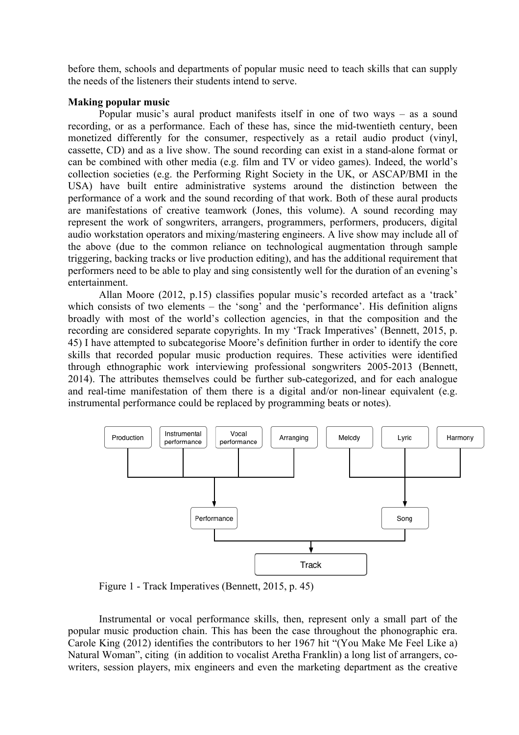before them, schools and departments of popular music need to teach skills that can supply the needs of the listeners their students intend to serve.

**Making popular music**

Popular music's aural product manifests itself in one of two ways – as a sound recording, or as a performance. Each of these has, since the mid-twentieth century, been monetized differently for the consumer, respectively as a retail audio product (vinyl, cassette, CD) and as a live show. The sound recording can exist in a stand-alone format or can be combined with other media (e.g. film and TV or video games). Indeed, the world's collection societies (e.g. the Performing Right Society in the UK, or ASCAP/BMI in the USA) have built entire administrative systems around the distinction between the performance of a work and the sound recording of that work. Both of these aural products are manifestations of creative teamwork (Jones, this volume). A sound recording may represent the work of songwriters, arrangers, programmers, performers, producers, digital audio workstation operators and mixing/mastering engineers. A live show may include all of the above (due to the common reliance on technological augmentation through sample triggering, backing tracks or live production editing), and has the additional requirement that performers need to be able to play and sing consistently well for the duration of an evening's entertainment.

Allan Moore (2012, p.15) classifies popular music's recorded artefact as a 'track' which consists of two elements – the 'song' and the 'performance'. His definition aligns broadly with most of the world's collection agencies, in that the composition and the recording are considered separate copyrights. In my 'Track Imperatives' (Bennett, 2015, p. 45) I have attempted to subcategorise Moore's definition further in order to identify the core skills that recorded popular music production requires. These activities were identified through ethnographic work interviewing professional songwriters 2005-2013 (Bennett, 2014). The attributes themselves could be further sub-categorized, and for each analogue and real-time manifestation of them there is a digital and/or non-linear equivalent (e.g. instrumental performance could be replaced by programming beats or notes).

```
Production  Instrumental  Vocal        Arranging      Melody  Lyric  Harmony
            performance   performance
     \           |            |           /               \     |     /
                    Performance                              Song
                          \                                 /
                                      Track
```

Figure 1 - Track Imperatives (Bennett, 2015, p. 45)

Instrumental or vocal performance skills, then, represent only a small part of the popular music production chain. This has been the case throughout the phonographic era. Carole King (2012) identifies the contributors to her 1967 hit "(You Make Me Feel Like a) Natural Woman", citing (in addition to vocalist Aretha Franklin) a long list of arrangers, co-writers, session players, mix engineers and even the marketing department as the creative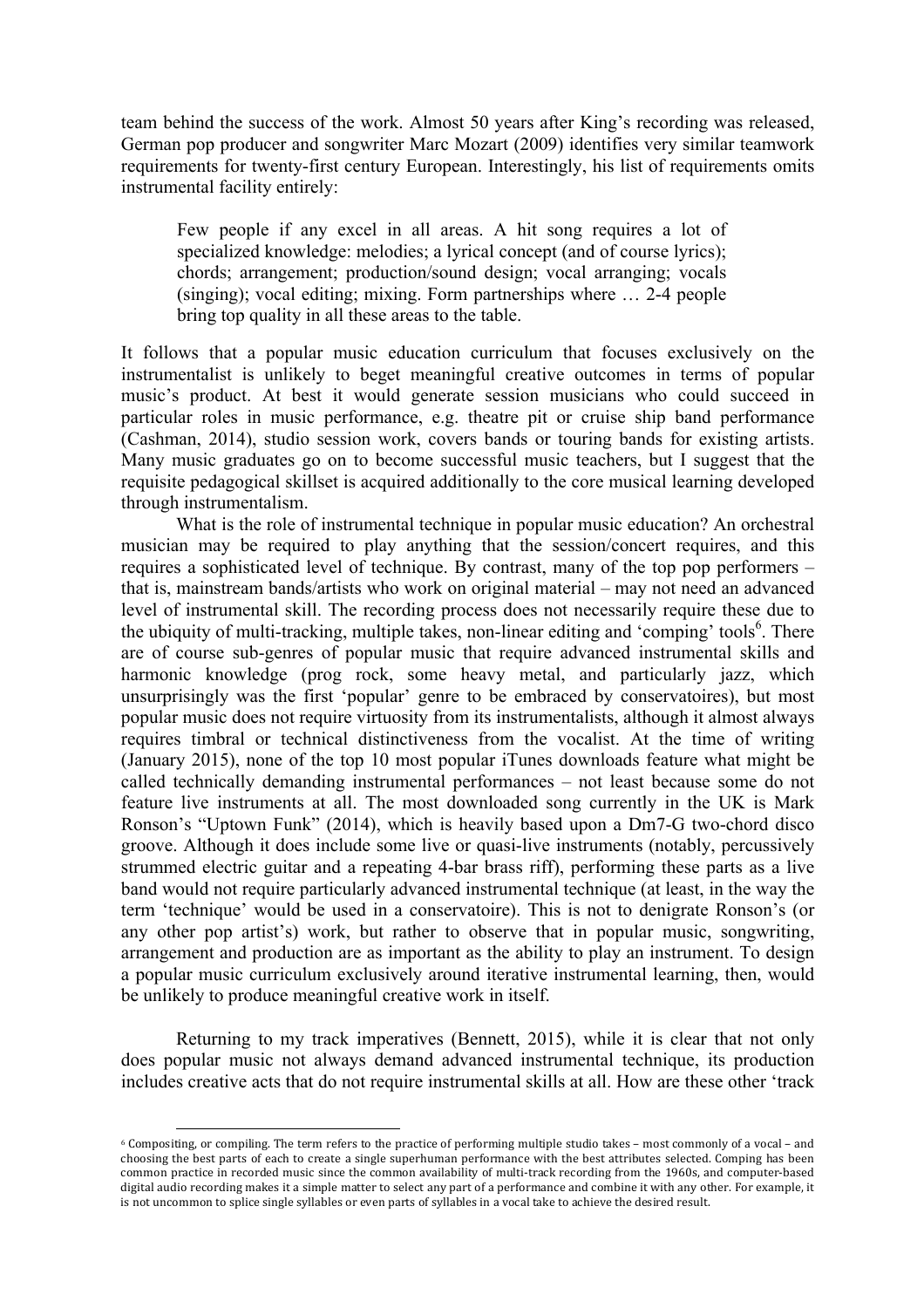team behind the success of the work. Almost 50 years after King's recording was released, German pop producer and songwriter Marc Mozart (2009) identifies very similar teamwork requirements for twenty-first century European. Interestingly, his list of requirements omits instrumental facility entirely:

> Few people if any excel in all areas. A hit song requires a lot of specialized knowledge: melodies; a lyrical concept (and of course lyrics); chords; arrangement; production/sound design; vocal arranging; vocals (singing); vocal editing; mixing. Form partnerships where … 2-4 people bring top quality in all these areas to the table.

It follows that a popular music education curriculum that focuses exclusively on the instrumentalist is unlikely to beget meaningful creative outcomes in terms of popular music's product. At best it would generate session musicians who could succeed in particular roles in music performance, e.g. theatre pit or cruise ship band performance (Cashman, 2014), studio session work, covers bands or touring bands for existing artists. Many music graduates go on to become successful music teachers, but I suggest that the requisite pedagogical skillset is acquired additionally to the core musical learning developed through instrumentalism.

What is the role of instrumental technique in popular music education? An orchestral musician may be required to play anything that the session/concert requires, and this requires a sophisticated level of technique. By contrast, many of the top pop performers – that is, mainstream bands/artists who work on original material – may not need an advanced level of instrumental skill. The recording process does not necessarily require these due to the ubiquity of multi-tracking, multiple takes, non-linear editing and 'comping' tools[6]. There are of course sub-genres of popular music that require advanced instrumental skills and harmonic knowledge (prog rock, some heavy metal, and particularly jazz, which unsurprisingly was the first 'popular' genre to be embraced by conservatoires), but most popular music does not require virtuosity from its instrumentalists, although it almost always requires timbral or technical distinctiveness from the vocalist. At the time of writing (January 2015), none of the top 10 most popular iTunes downloads feature what might be called technically demanding instrumental performances – not least because some do not feature live instruments at all. The most downloaded song currently in the UK is Mark Ronson's "Uptown Funk" (2014), which is heavily based upon a Dm7-G two-chord disco groove. Although it does include some live or quasi-live instruments (notably, percussively strummed electric guitar and a repeating 4-bar brass riff), performing these parts as a live band would not require particularly advanced instrumental technique (at least, in the way the term 'technique' would be used in a conservatoire). This is not to denigrate Ronson's (or any other pop artist's) work, but rather to observe that in popular music, songwriting, arrangement and production are as important as the ability to play an instrument. To design a popular music curriculum exclusively around iterative instrumental learning, then, would be unlikely to produce meaningful creative work in itself.

Returning to my track imperatives (Bennett, 2015), while it is clear that not only does popular music not always demand advanced instrumental technique, its production includes creative acts that do not require instrumental skills at all. How are these other 'track

---

[6] Compositing, or compiling. The term refers to the practice of performing multiple studio takes – most commonly of a vocal – and choosing the best parts of each to create a single superhuman performance with the best attributes selected. Comping has been common practice in recorded music since the common availability of multi-track recording from the 1960s, and computer-based digital audio recording makes it a simple matter to select any part of a performance and combine it with any other. For example, it is not uncommon to splice single syllables or even parts of syllables in a vocal take to achieve the desired result.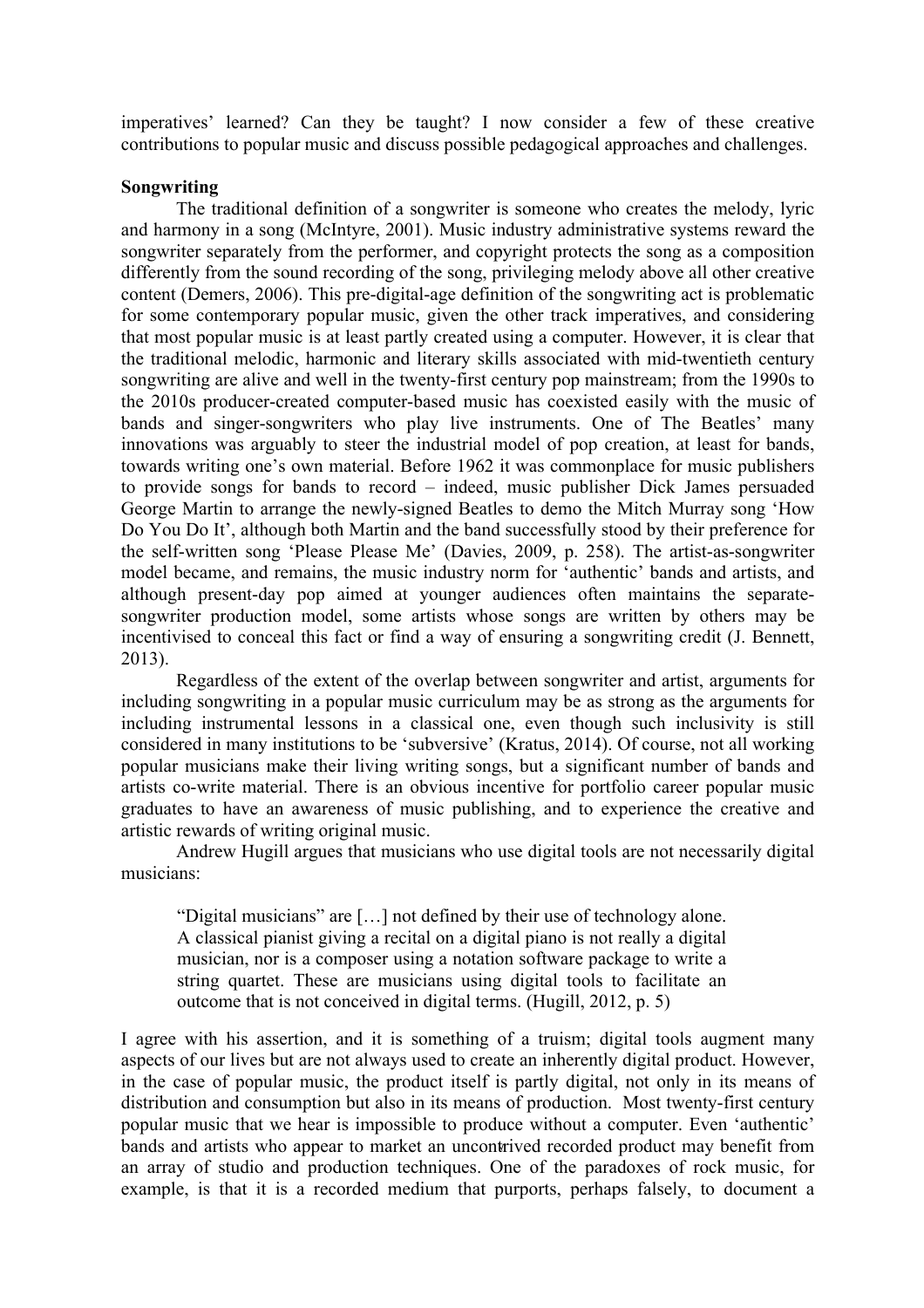imperatives' learned? Can they be taught? I now consider a few of these creative contributions to popular music and discuss possible pedagogical approaches and challenges.

**Songwriting**

The traditional definition of a songwriter is someone who creates the melody, lyric and harmony in a song (McIntyre, 2001). Music industry administrative systems reward the songwriter separately from the performer, and copyright protects the song as a composition differently from the sound recording of the song, privileging melody above all other creative content (Demers, 2006). This pre-digital-age definition of the songwriting act is problematic for some contemporary popular music, given the other track imperatives, and considering that most popular music is at least partly created using a computer. However, it is clear that the traditional melodic, harmonic and literary skills associated with mid-twentieth century songwriting are alive and well in the twenty-first century pop mainstream; from the 1990s to the 2010s producer-created computer-based music has coexisted easily with the music of bands and singer-songwriters who play live instruments. One of The Beatles' many innovations was arguably to steer the industrial model of pop creation, at least for bands, towards writing one's own material. Before 1962 it was commonplace for music publishers to provide songs for bands to record – indeed, music publisher Dick James persuaded George Martin to arrange the newly-signed Beatles to demo the Mitch Murray song 'How Do You Do It', although both Martin and the band successfully stood by their preference for the self-written song 'Please Please Me' (Davies, 2009, p. 258). The artist-as-songwriter model became, and remains, the music industry norm for 'authentic' bands and artists, and although present-day pop aimed at younger audiences often maintains the separate-songwriter production model, some artists whose songs are written by others may be incentivised to conceal this fact or find a way of ensuring a songwriting credit (J. Bennett, 2013).

Regardless of the extent of the overlap between songwriter and artist, arguments for including songwriting in a popular music curriculum may be as strong as the arguments for including instrumental lessons in a classical one, even though such inclusivity is still considered in many institutions to be 'subversive' (Kratus, 2014). Of course, not all working popular musicians make their living writing songs, but a significant number of bands and artists co-write material. There is an obvious incentive for portfolio career popular music graduates to have an awareness of music publishing, and to experience the creative and artistic rewards of writing original music.

Andrew Hugill argues that musicians who use digital tools are not necessarily digital musicians:

> "Digital musicians" are […] not defined by their use of technology alone. A classical pianist giving a recital on a digital piano is not really a digital musician, nor is a composer using a notation software package to write a string quartet. These are musicians using digital tools to facilitate an outcome that is not conceived in digital terms. (Hugill, 2012, p. 5)

I agree with his assertion, and it is something of a truism; digital tools augment many aspects of our lives but are not always used to create an inherently digital product. However, in the case of popular music, the product itself is partly digital, not only in its means of distribution and consumption but also in its means of production. Most twenty-first century popular music that we hear is impossible to produce without a computer. Even 'authentic' bands and artists who appear to market an uncontrived recorded product may benefit from an array of studio and production techniques. One of the paradoxes of rock music, for example, is that it is a recorded medium that purports, perhaps falsely, to document a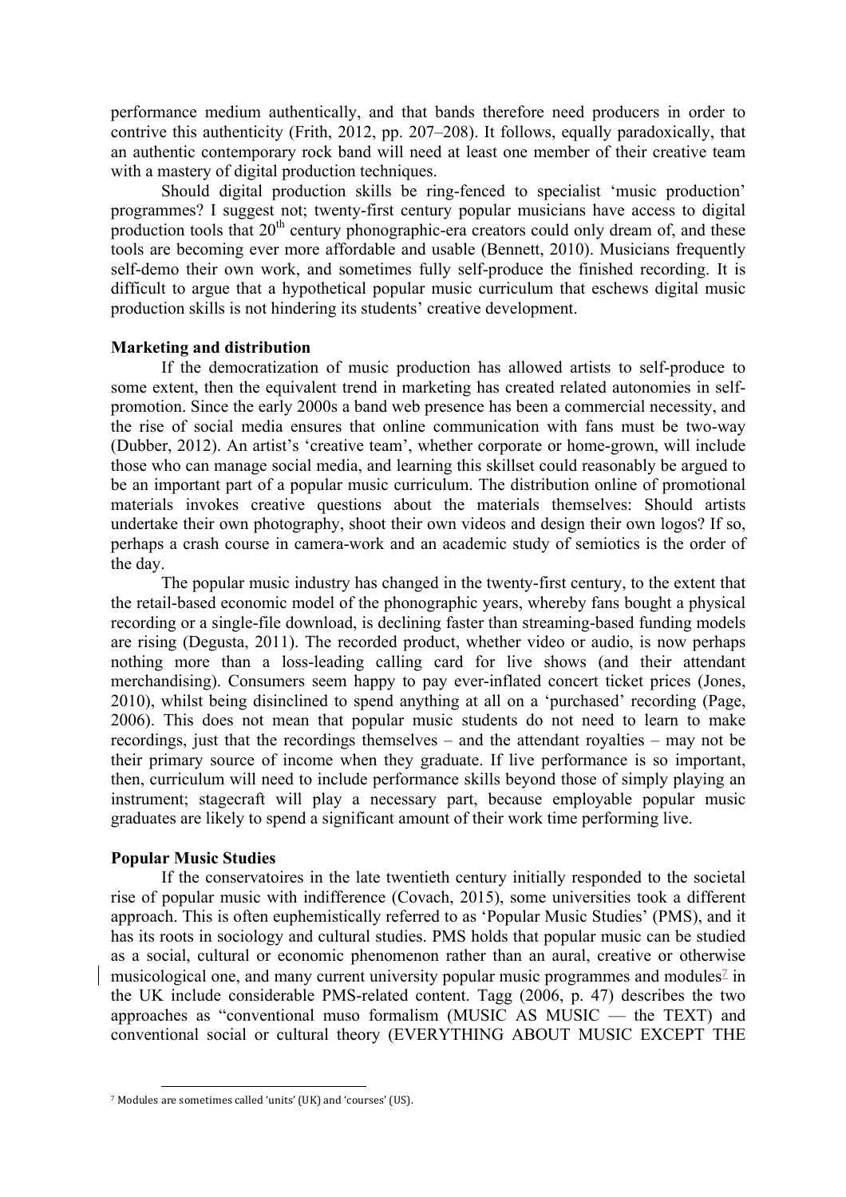performance medium authentically, and that bands therefore need producers in order to contrive this authenticity (Frith, 2012, pp. 207–208). It follows, equally paradoxically, that an authentic contemporary rock band will need at least one member of their creative team with a mastery of digital production techniques.

Should digital production skills be ring-fenced to specialist 'music production' programmes? I suggest not; twenty-first century popular musicians have access to digital production tools that 20th century phonographic-era creators could only dream of, and these tools are becoming ever more affordable and usable (Bennett, 2010). Musicians frequently self-demo their own work, and sometimes fully self-produce the finished recording. It is difficult to argue that a hypothetical popular music curriculum that eschews digital music production skills is not hindering its students' creative development.

**Marketing and distribution**

If the democratization of music production has allowed artists to self-produce to some extent, then the equivalent trend in marketing has created related autonomies in self-promotion. Since the early 2000s a band web presence has been a commercial necessity, and the rise of social media ensures that online communication with fans must be two-way (Dubber, 2012). An artist's 'creative team', whether corporate or home-grown, will include those who can manage social media, and learning this skillset could reasonably be argued to be an important part of a popular music curriculum. The distribution online of promotional materials invokes creative questions about the materials themselves: Should artists undertake their own photography, shoot their own videos and design their own logos? If so, perhaps a crash course in camera-work and an academic study of semiotics is the order of the day.

The popular music industry has changed in the twenty-first century, to the extent that the retail-based economic model of the phonographic years, whereby fans bought a physical recording or a single-file download, is declining faster than streaming-based funding models are rising (Degusta, 2011). The recorded product, whether video or audio, is now perhaps nothing more than a loss-leading calling card for live shows (and their attendant merchandising). Consumers seem happy to pay ever-inflated concert ticket prices (Jones, 2010), whilst being disinclined to spend anything at all on a 'purchased' recording (Page, 2006). This does not mean that popular music students do not need to learn to make recordings, just that the recordings themselves – and the attendant royalties – may not be their primary source of income when they graduate. If live performance is so important, then, curriculum will need to include performance skills beyond those of simply playing an instrument; stagecraft will play a necessary part, because employable popular music graduates are likely to spend a significant amount of their work time performing live.

**Popular Music Studies**

If the conservatoires in the late twentieth century initially responded to the societal rise of popular music with indifference (Covach, 2015), some universities took a different approach. This is often euphemistically referred to as 'Popular Music Studies' (PMS), and it has its roots in sociology and cultural studies. PMS holds that popular music can be studied as a social, cultural or economic phenomenon rather than an aural, creative or otherwise musicological one, and many current university popular music programmes and modules[7] in the UK include considerable PMS-related content. Tagg (2006, p. 47) describes the two approaches as "conventional muso formalism (MUSIC AS MUSIC — the TEXT) and conventional social or cultural theory (EVERYTHING ABOUT MUSIC EXCEPT THE

[7] Modules are sometimes called 'units' (UK) and 'courses' (US).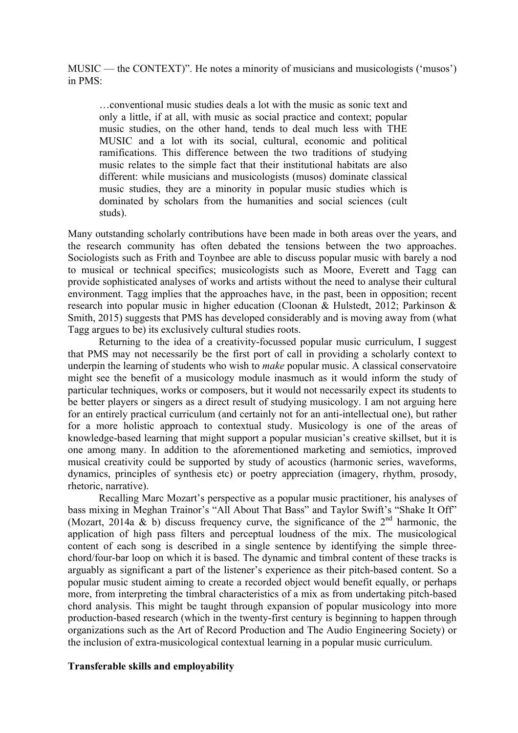MUSIC — the CONTEXT)". He notes a minority of musicians and musicologists ('musos') in PMS:

> …conventional music studies deals a lot with the music as sonic text and only a little, if at all, with music as social practice and context; popular music studies, on the other hand, tends to deal much less with THE MUSIC and a lot with its social, cultural, economic and political ramifications. This difference between the two traditions of studying music relates to the simple fact that their institutional habitats are also different: while musicians and musicologists (musos) dominate classical music studies, they are a minority in popular music studies which is dominated by scholars from the humanities and social sciences (cult studs).

Many outstanding scholarly contributions have been made in both areas over the years, and the research community has often debated the tensions between the two approaches. Sociologists such as Frith and Toynbee are able to discuss popular music with barely a nod to musical or technical specifics; musicologists such as Moore, Everett and Tagg can provide sophisticated analyses of works and artists without the need to analyse their cultural environment. Tagg implies that the approaches have, in the past, been in opposition; recent research into popular music in higher education (Cloonan & Hulstedt, 2012; Parkinson & Smith, 2015) suggests that PMS has developed considerably and is moving away from (what Tagg argues to be) its exclusively cultural studies roots.

Returning to the idea of a creativity-focussed popular music curriculum, I suggest that PMS may not necessarily be the first port of call in providing a scholarly context to underpin the learning of students who wish to *make* popular music. A classical conservatoire might see the benefit of a musicology module inasmuch as it would inform the study of particular techniques, works or composers, but it would not necessarily expect its students to be better players or singers as a direct result of studying musicology. I am not arguing here for an entirely practical curriculum (and certainly not for an anti-intellectual one), but rather for a more holistic approach to contextual study. Musicology is one of the areas of knowledge-based learning that might support a popular musician's creative skillset, but it is one among many. In addition to the aforementioned marketing and semiotics, improved musical creativity could be supported by study of acoustics (harmonic series, waveforms, dynamics, principles of synthesis etc) or poetry appreciation (imagery, rhythm, prosody, rhetoric, narrative).

Recalling Marc Mozart's perspective as a popular music practitioner, his analyses of bass mixing in Meghan Trainor's "All About That Bass" and Taylor Swift's "Shake It Off" (Mozart, 2014a & b) discuss frequency curve, the significance of the 2nd harmonic, the application of high pass filters and perceptual loudness of the mix. The musicological content of each song is described in a single sentence by identifying the simple three-chord/four-bar loop on which it is based. The dynamic and timbral content of these tracks is arguably as significant a part of the listener's experience as their pitch-based content. So a popular music student aiming to create a recorded object would benefit equally, or perhaps more, from interpreting the timbral characteristics of a mix as from undertaking pitch-based chord analysis. This might be taught through expansion of popular musicology into more production-based research (which in the twenty-first century is beginning to happen through organizations such as the Art of Record Production and The Audio Engineering Society) or the inclusion of extra-musicological contextual learning in a popular music curriculum.

**Transferable skills and employability**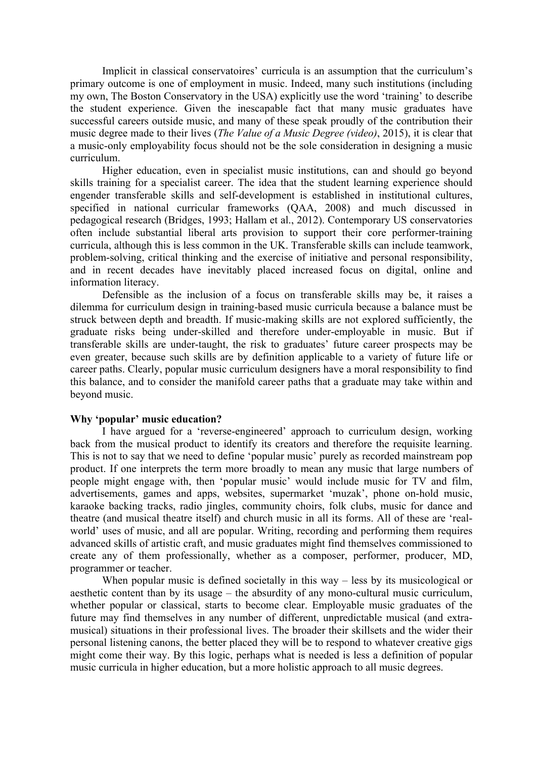Implicit in classical conservatoires' curricula is an assumption that the curriculum's primary outcome is one of employment in music. Indeed, many such institutions (including my own, The Boston Conservatory in the USA) explicitly use the word 'training' to describe the student experience. Given the inescapable fact that many music graduates have successful careers outside music, and many of these speak proudly of the contribution their music degree made to their lives (*The Value of a Music Degree (video)*, 2015), it is clear that a music-only employability focus should not be the sole consideration in designing a music curriculum.

Higher education, even in specialist music institutions, can and should go beyond skills training for a specialist career. The idea that the student learning experience should engender transferable skills and self-development is established in institutional cultures, specified in national curricular frameworks (QAA, 2008) and much discussed in pedagogical research (Bridges, 1993; Hallam et al., 2012). Contemporary US conservatories often include substantial liberal arts provision to support their core performer-training curricula, although this is less common in the UK. Transferable skills can include teamwork, problem-solving, critical thinking and the exercise of initiative and personal responsibility, and in recent decades have inevitably placed increased focus on digital, online and information literacy.

Defensible as the inclusion of a focus on transferable skills may be, it raises a dilemma for curriculum design in training-based music curricula because a balance must be struck between depth and breadth. If music-making skills are not explored sufficiently, the graduate risks being under-skilled and therefore under-employable in music. But if transferable skills are under-taught, the risk to graduates' future career prospects may be even greater, because such skills are by definition applicable to a variety of future life or career paths. Clearly, popular music curriculum designers have a moral responsibility to find this balance, and to consider the manifold career paths that a graduate may take within and beyond music.

**Why 'popular' music education?**

I have argued for a 'reverse-engineered' approach to curriculum design, working back from the musical product to identify its creators and therefore the requisite learning. This is not to say that we need to define 'popular music' purely as recorded mainstream pop product. If one interprets the term more broadly to mean any music that large numbers of people might engage with, then 'popular music' would include music for TV and film, advertisements, games and apps, websites, supermarket 'muzak', phone on-hold music, karaoke backing tracks, radio jingles, community choirs, folk clubs, music for dance and theatre (and musical theatre itself) and church music in all its forms. All of these are 'real-world' uses of music, and all are popular. Writing, recording and performing them requires advanced skills of artistic craft, and music graduates might find themselves commissioned to create any of them professionally, whether as a composer, performer, producer, MD, programmer or teacher.

When popular music is defined societally in this way – less by its musicological or aesthetic content than by its usage – the absurdity of any mono-cultural music curriculum, whether popular or classical, starts to become clear. Employable music graduates of the future may find themselves in any number of different, unpredictable musical (and extra-musical) situations in their professional lives. The broader their skillsets and the wider their personal listening canons, the better placed they will be to respond to whatever creative gigs might come their way. By this logic, perhaps what is needed is less a definition of popular music curricula in higher education, but a more holistic approach to all music degrees.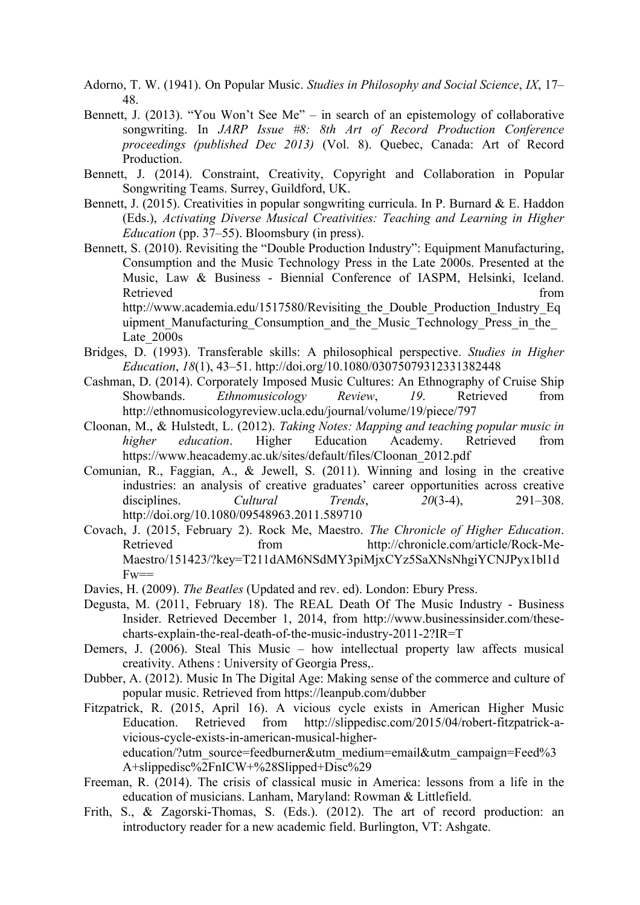Adorno, T. W. (1941). On Popular Music. *Studies in Philosophy and Social Science*, *IX*, 17–48.

Bennett, J. (2013). "You Won't See Me" – in search of an epistemology of collaborative songwriting. In *JARP Issue #8: 8th Art of Record Production Conference proceedings (published Dec 2013)* (Vol. 8). Quebec, Canada: Art of Record Production.

Bennett, J. (2014). Constraint, Creativity, Copyright and Collaboration in Popular Songwriting Teams. Surrey, Guildford, UK.

Bennett, J. (2015). Creativities in popular songwriting curricula. In P. Burnard & E. Haddon (Eds.), *Activating Diverse Musical Creativities: Teaching and Learning in Higher Education* (pp. 37–55). Bloomsbury (in press).

Bennett, S. (2010). Revisiting the "Double Production Industry": Equipment Manufacturing, Consumption and the Music Technology Press in the Late 2000s. Presented at the Music, Law & Business - Biennial Conference of IASPM, Helsinki, Iceland. Retrieved from http://www.academia.edu/1517580/Revisiting_the_Double_Production_Industry_Equipment_Manufacturing_Consumption_and_the_Music_Technology_Press_in_the_Late_2000s

Bridges, D. (1993). Transferable skills: A philosophical perspective. *Studies in Higher Education*, *18*(1), 43–51. http://doi.org/10.1080/03075079312331382448

Cashman, D. (2014). Corporately Imposed Music Cultures: An Ethnography of Cruise Ship Showbands. *Ethnomusicology Review*, *19*. Retrieved from http://ethnomusicologyreview.ucla.edu/journal/volume/19/piece/797

Cloonan, M., & Hulstedt, L. (2012). *Taking Notes: Mapping and teaching popular music in higher education*. Higher Education Academy. Retrieved from https://www.heacademy.ac.uk/sites/default/files/Cloonan_2012.pdf

Comunian, R., Faggian, A., & Jewell, S. (2011). Winning and losing in the creative industries: an analysis of creative graduates' career opportunities across creative disciplines. *Cultural Trends*, *20*(3-4), 291–308. http://doi.org/10.1080/09548963.2011.589710

Covach, J. (2015, February 2). Rock Me, Maestro. *The Chronicle of Higher Education*. Retrieved from http://chronicle.com/article/Rock-Me-Maestro/151423/?key=T211dAM6NSdMY3piMjxCYz5SaXNsNhgiYCNJPyx1bl1dFw==

Davies, H. (2009). *The Beatles* (Updated and rev. ed). London: Ebury Press.

Degusta, M. (2011, February 18). The REAL Death Of The Music Industry - Business Insider. Retrieved December 1, 2014, from http://www.businessinsider.com/these-charts-explain-the-real-death-of-the-music-industry-2011-2?IR=T

Demers, J. (2006). Steal This Music – how intellectual property law affects musical creativity. Athens : University of Georgia Press,.

Dubber, A. (2012). Music In The Digital Age: Making sense of the commerce and culture of popular music. Retrieved from https://leanpub.com/dubber

Fitzpatrick, R. (2015, April 16). A vicious cycle exists in American Higher Music Education. Retrieved from http://slippedisc.com/2015/04/robert-fitzpatrick-a-vicious-cycle-exists-in-american-musical-higher-education/?utm_source=feedburner&utm_medium=email&utm_campaign=Feed%3A+slippedisc%2FnICW+%28Slipped+Disc%29

Freeman, R. (2014). The crisis of classical music in America: lessons from a life in the education of musicians. Lanham, Maryland: Rowman & Littlefield.

Frith, S., & Zagorski-Thomas, S. (Eds.). (2012). The art of record production: an introductory reader for a new academic field. Burlington, VT: Ashgate.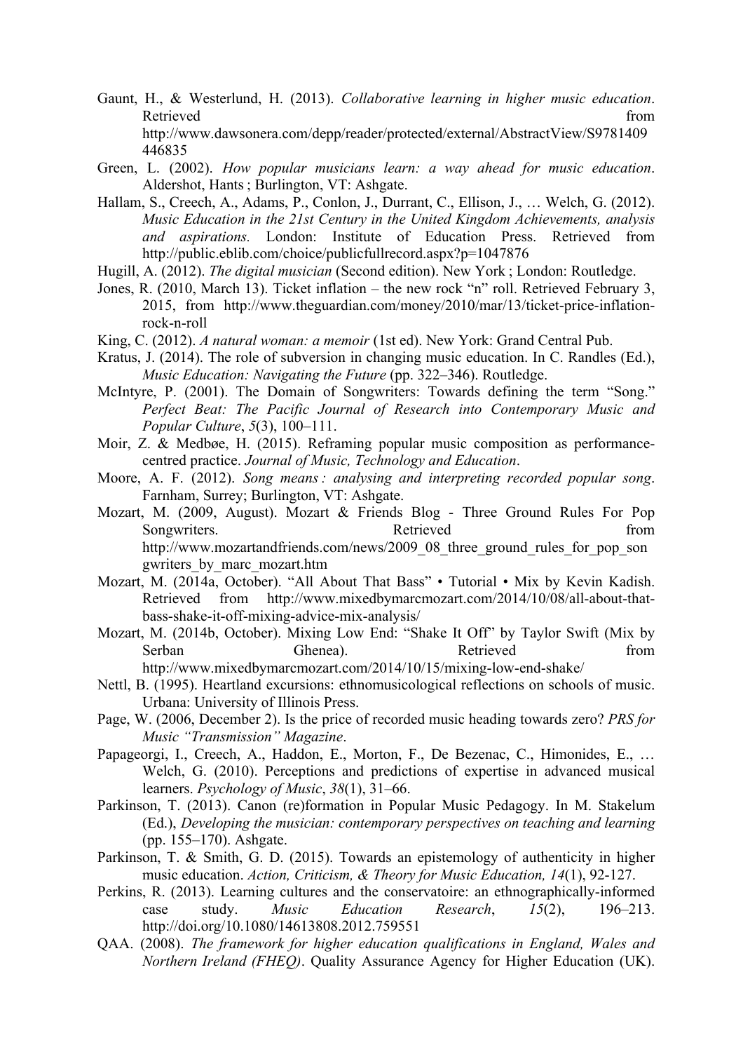Gaunt, H., & Westerlund, H. (2013). *Collaborative learning in higher music education*. Retrieved from http://www.dawsonera.com/depp/reader/protected/external/AbstractView/S9781409446835

Green, L. (2002). *How popular musicians learn: a way ahead for music education*. Aldershot, Hants ; Burlington, VT: Ashgate.

Hallam, S., Creech, A., Adams, P., Conlon, J., Durrant, C., Ellison, J., … Welch, G. (2012). *Music Education in the 21st Century in the United Kingdom Achievements, analysis and aspirations.* London: Institute of Education Press. Retrieved from http://public.eblib.com/choice/publicfullrecord.aspx?p=1047876

Hugill, A. (2012). *The digital musician* (Second edition). New York ; London: Routledge.

Jones, R. (2010, March 13). Ticket inflation – the new rock "n" roll. Retrieved February 3, 2015, from http://www.theguardian.com/money/2010/mar/13/ticket-price-inflation-rock-n-roll

King, C. (2012). *A natural woman: a memoir* (1st ed). New York: Grand Central Pub.

Kratus, J. (2014). The role of subversion in changing music education. In C. Randles (Ed.), *Music Education: Navigating the Future* (pp. 322–346). Routledge.

McIntyre, P. (2001). The Domain of Songwriters: Towards defining the term "Song." *Perfect Beat: The Pacific Journal of Research into Contemporary Music and Popular Culture*, *5*(3), 100–111.

Moir, Z. & Medbøe, H. (2015). Reframing popular music composition as performance-centred practice. *Journal of Music, Technology and Education*.

Moore, A. F. (2012). *Song means : analysing and interpreting recorded popular song*. Farnham, Surrey; Burlington, VT: Ashgate.

Mozart, M. (2009, August). Mozart & Friends Blog - Three Ground Rules For Pop Songwriters. Retrieved from http://www.mozartandfriends.com/news/2009_08_three_ground_rules_for_pop_songwriters_by_marc_mozart.htm

Mozart, M. (2014a, October). "All About That Bass" • Tutorial • Mix by Kevin Kadish. Retrieved from http://www.mixedbymarcmozart.com/2014/10/08/all-about-that-bass-shake-it-off-mixing-advice-mix-analysis/

Mozart, M. (2014b, October). Mixing Low End: "Shake It Off" by Taylor Swift (Mix by Serban Ghenea). Retrieved from http://www.mixedbymarcmozart.com/2014/10/15/mixing-low-end-shake/

Nettl, B. (1995). Heartland excursions: ethnomusicological reflections on schools of music. Urbana: University of Illinois Press.

Page, W. (2006, December 2). Is the price of recorded music heading towards zero? *PRS for Music "Transmission" Magazine*.

Papageorgi, I., Creech, A., Haddon, E., Morton, F., De Bezenac, C., Himonides, E., … Welch, G. (2010). Perceptions and predictions of expertise in advanced musical learners. *Psychology of Music*, *38*(1), 31–66.

Parkinson, T. (2013). Canon (re)formation in Popular Music Pedagogy. In M. Stakelum (Ed.), *Developing the musician: contemporary perspectives on teaching and learning* (pp. 155–170). Ashgate.

Parkinson, T. & Smith, G. D. (2015). Towards an epistemology of authenticity in higher music education. *Action, Criticism, & Theory for Music Education, 14*(1), 92-127.

Perkins, R. (2013). Learning cultures and the conservatoire: an ethnographically-informed case study. *Music Education Research*, *15*(2), 196–213. http://doi.org/10.1080/14613808.2012.759551

QAA. (2008). *The framework for higher education qualifications in England, Wales and Northern Ireland (FHEQ)*. Quality Assurance Agency for Higher Education (UK).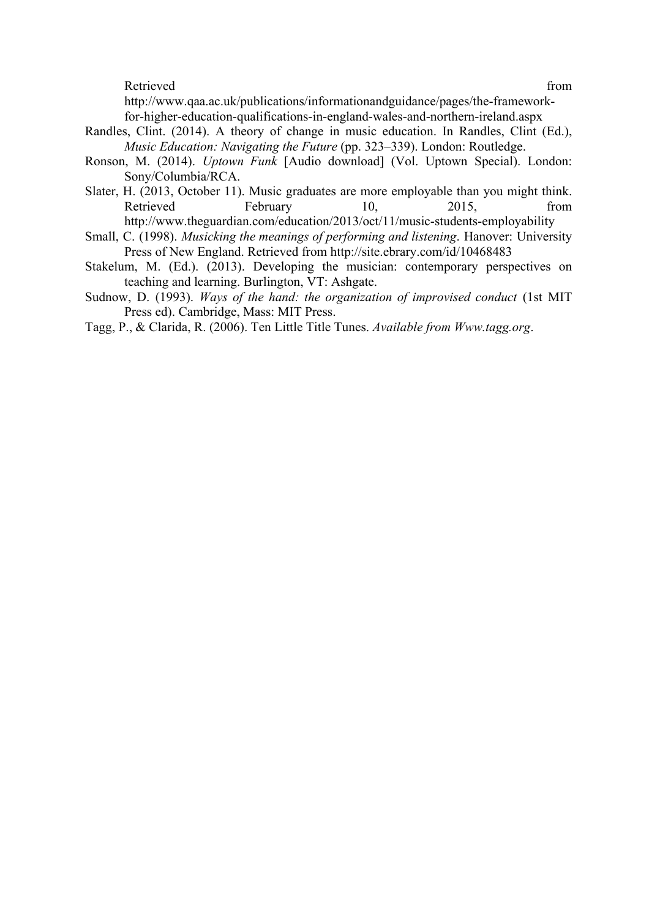Retrieved from http://www.qaa.ac.uk/publications/informationandguidance/pages/the-framework-for-higher-education-qualifications-in-england-wales-and-northern-ireland.aspx

Randles, Clint. (2014). A theory of change in music education. In Randles, Clint (Ed.), *Music Education: Navigating the Future* (pp. 323–339). London: Routledge.

Ronson, M. (2014). *Uptown Funk* [Audio download] (Vol. Uptown Special). London: Sony/Columbia/RCA.

Slater, H. (2013, October 11). Music graduates are more employable than you might think. Retrieved February 10, 2015, from http://www.theguardian.com/education/2013/oct/11/music-students-employability

Small, C. (1998). *Musicking the meanings of performing and listening*. Hanover: University Press of New England. Retrieved from http://site.ebrary.com/id/10468483

Stakelum, M. (Ed.). (2013). Developing the musician: contemporary perspectives on teaching and learning. Burlington, VT: Ashgate.

Sudnow, D. (1993). *Ways of the hand: the organization of improvised conduct* (1st MIT Press ed). Cambridge, Mass: MIT Press.

Tagg, P., & Clarida, R. (2006). Ten Little Title Tunes. *Available from Www.tagg.org*.